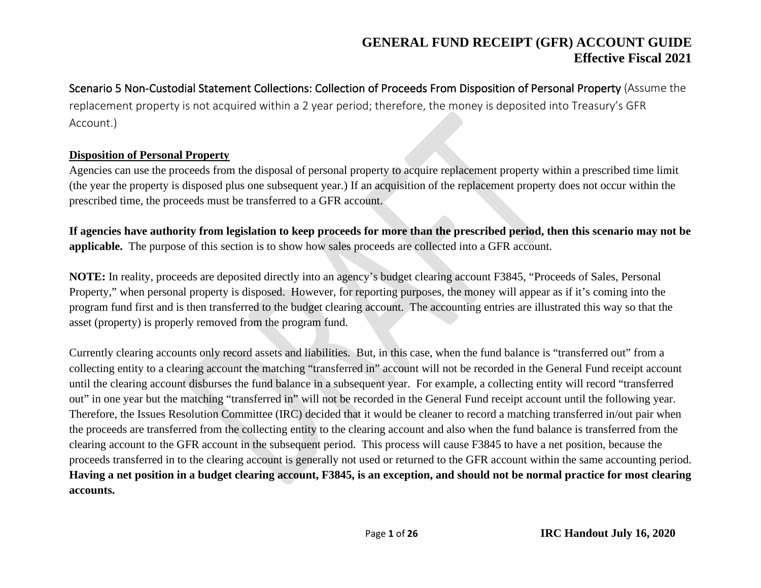## Scenario 5 Non-Custodial Statement Collections: Collection of Proceeds From Disposition of Personal Property (Assume the replacement property is not acquired within a 2 year period; therefore, the money is deposited into Treasury's GFR Account.)

**Disposition of Personal Property**

Agencies can use the proceeds from the disposal of personal property to acquire replacement property within a prescribed time limit (the year the property is disposed plus one subsequent year.) If an acquisition of the replacement property does not occur within the prescribed time, the proceeds must be transferred to a GFR account.

**If agencies have authority from legislation to keep proceeds for more than the prescribed period, then this scenario may not be applicable.** The purpose of this section is to show how sales proceeds are collected into a GFR account.

**NOTE:** In reality, proceeds are deposited directly into an agency's budget clearing account F3845, "Proceeds of Sales, Personal Property," when personal property is disposed. However, for reporting purposes, the money will appear as if it's coming into the program fund first and is then transferred to the budget clearing account. The accounting entries are illustrated this way so that the asset (property) is properly removed from the program fund.

Currently clearing accounts only record assets and liabilities. But, in this case, when the fund balance is "transferred out" from a collecting entity to a clearing account the matching "transferred in" account will not be recorded in the General Fund receipt account until the clearing account disburses the fund balance in a subsequent year. For example, a collecting entity will record "transferred out" in one year but the matching "transferred in" will not be recorded in the General Fund receipt account until the following year. Therefore, the Issues Resolution Committee (IRC) decided that it would be cleaner to record a matching transferred in/out pair when the proceeds are transferred from the collecting entity to the clearing account and also when the fund balance is transferred from the clearing account to the GFR account in the subsequent period. This process will cause F3845 to have a net position, because the proceeds transferred in to the clearing account is generally not used or returned to the GFR account within the same accounting period. **Having a net position in a budget clearing account, F3845, is an exception, and should not be normal practice for most clearing accounts.**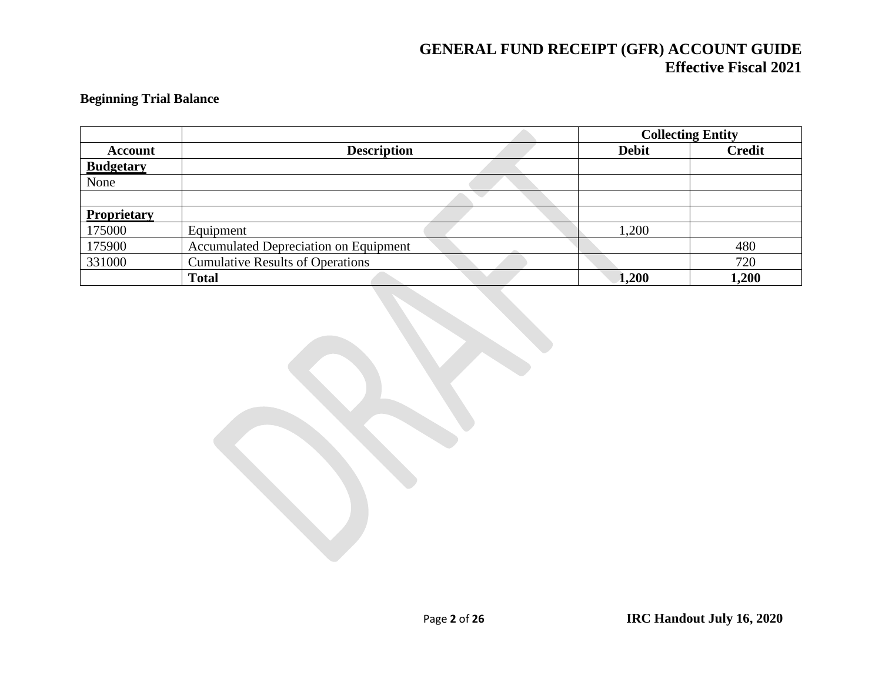### Beginning Trial Balance

| | | Collecting Entity | |
|---|---|---|---|
| **Account** | **Description** | **Debit** | **Credit** |
| **Budgetary** | | | |
| None | | | |
| | | | |
| **Proprietary** | | | |
| 175000 | Equipment | 1,200 | |
| 175900 | Accumulated Depreciation on Equipment | | 480 |
| 331000 | Cumulative Results of Operations | | 720 |
| | **Total** | **1,200** | **1,200** |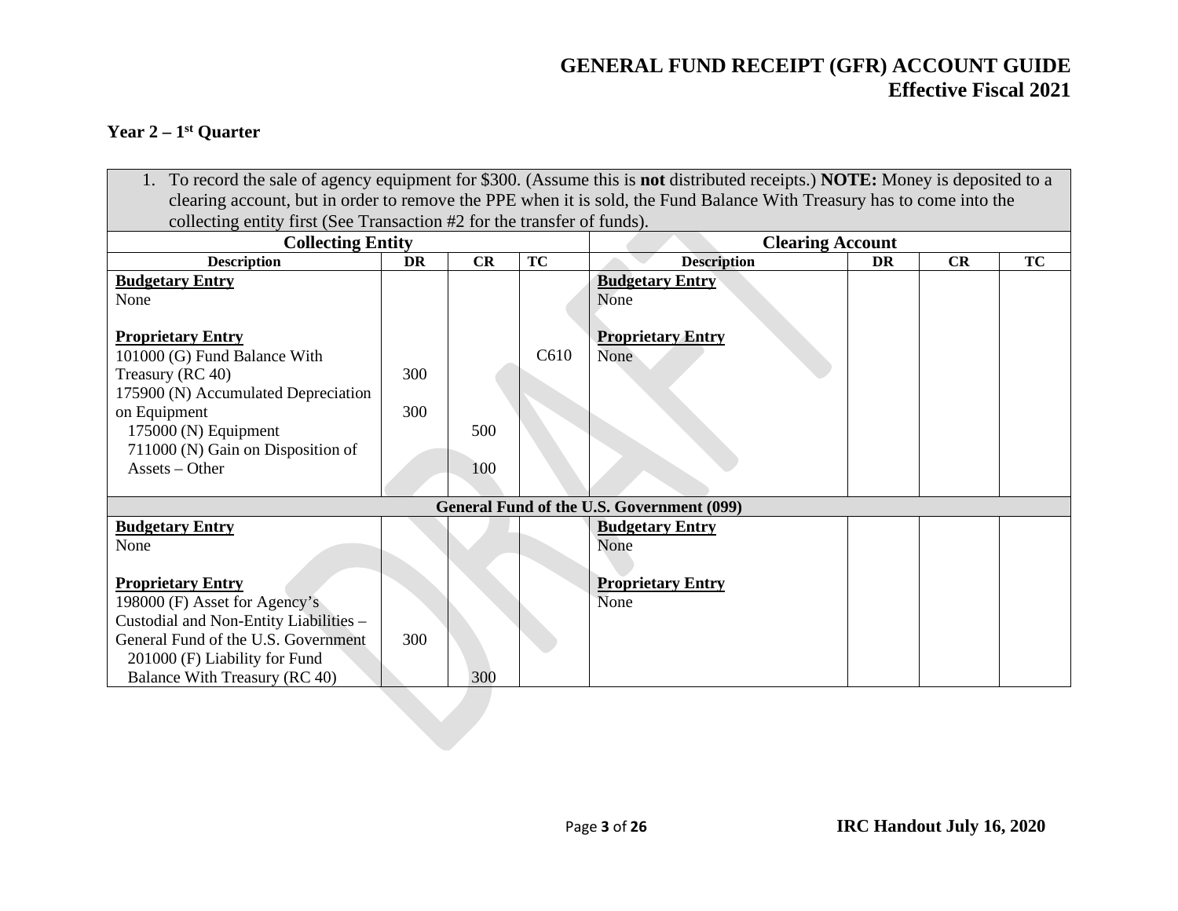### Year 2 – 1st Quarter

| 1. To record the sale of agency equipment for $300. (Assume this is **not** distributed receipts.) **NOTE:** Money is deposited to a clearing account, but in order to remove the PPE when it is sold, the Fund Balance With Treasury has to come into the collecting entity first (See Transaction #2 for the transfer of funds). | | | | | | | |
|---|---|---|---|---|---|---|---|
| **Collecting Entity** | | | | **Clearing Account** | | | |
| **Description** | **DR** | **CR** | **TC** | **Description** | **DR** | **CR** | **TC** |
| **Budgetary Entry**<br>None<br><br>**Proprietary Entry**<br>101000 (G) Fund Balance With Treasury (RC 40)<br>175900 (N) Accumulated Depreciation on Equipment<br>175000 (N) Equipment<br>711000 (N) Gain on Disposition of Assets – Other | <br><br><br><br>300<br>300 | <br><br><br><br><br><br>500<br>100 | <br><br><br>C610 | **Budgetary Entry**<br>None<br><br>**Proprietary Entry**<br>None | | | |
| **General Fund of the U.S. Government (099)** | | | | | | | |
| **Budgetary Entry**<br>None<br><br>**Proprietary Entry**<br>198000 (F) Asset for Agency's Custodial and Non-Entity Liabilities – General Fund of the U.S. Government<br>201000 (F) Liability for Fund Balance With Treasury (RC 40) | <br><br><br><br>300 | <br><br><br><br><br>300 | | **Budgetary Entry**<br>None<br><br>**Proprietary Entry**<br>None | | | |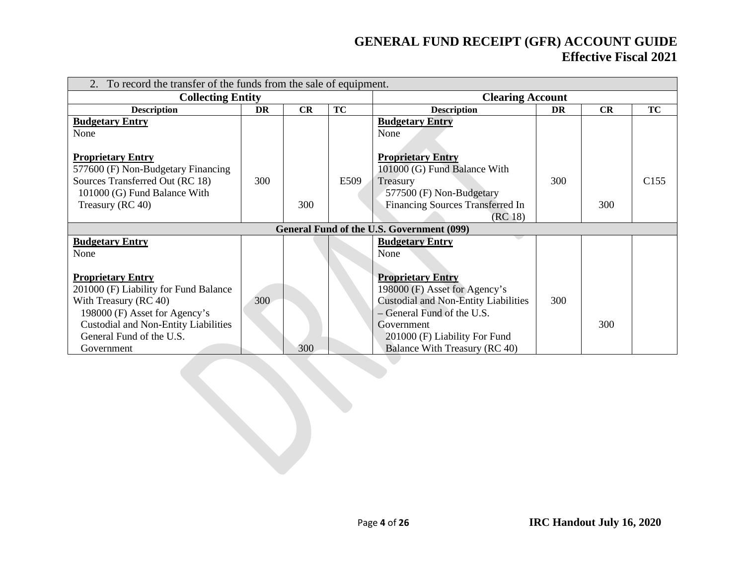| 2. To record the transfer of the funds from the sale of equipment. | | | | | | | |
|---|---|---|---|---|---|---|---|
| **Collecting Entity** | | | | **Clearing Account** | | | |
| **Description** | **DR** | **CR** | **TC** | **Description** | **DR** | **CR** | **TC** |
| **Budgetary Entry**<br>None<br><br>**Proprietary Entry**<br>577600 (F) Non-Budgetary Financing Sources Transferred Out (RC 18)<br>101000 (G) Fund Balance With Treasury (RC 40) | <br><br><br><br><br>300 | <br><br><br><br><br><br><br>300 | <br><br><br><br><br>E509 | **Budgetary Entry**<br>None<br><br>**Proprietary Entry**<br>101000 (G) Fund Balance With Treasury<br>577500 (F) Non-Budgetary Financing Sources Transferred In (RC 18) | <br><br><br><br><br>300 | <br><br><br><br><br><br><br>300 | <br><br><br><br><br>C155 |
| **General Fund of the U.S. Government (099)** | | | | | | | |
| **Budgetary Entry**<br>None<br><br>**Proprietary Entry**<br>201000 (F) Liability for Fund Balance With Treasury (RC 40)<br>198000 (F) Asset for Agency's Custodial and Non-Entity Liabilities General Fund of the U.S. Government | <br><br><br><br><br>300 | <br><br><br><br><br><br><br><br>300 | | **Budgetary Entry**<br>None<br><br>**Proprietary Entry**<br>198000 (F) Asset for Agency's Custodial and Non-Entity Liabilities – General Fund of the U.S. Government<br>201000 (F) Liability For Fund Balance With Treasury (RC 40) | <br><br><br><br><br>300 | <br><br><br><br><br><br><br>300 | |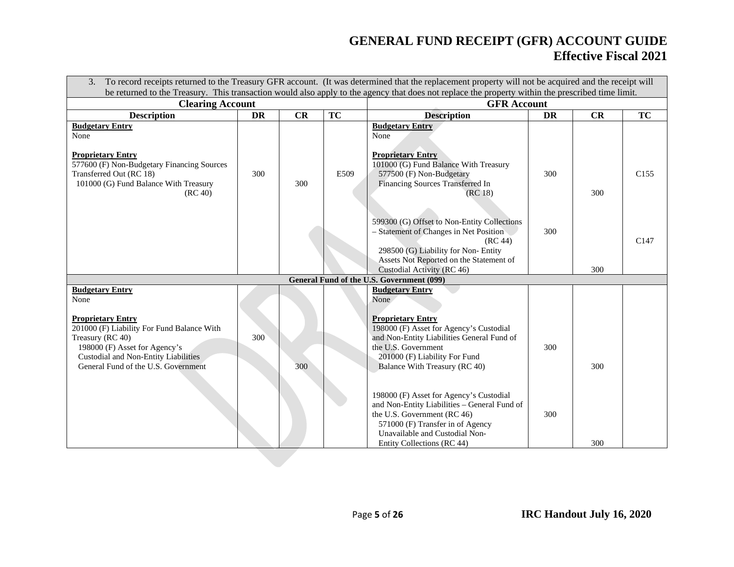| 3. To record receipts returned to the Treasury GFR account. (It was determined that the replacement property will not be acquired and the receipt will be returned to the Treasury. This transaction would also apply to the agency that does not replace the property within the prescribed time limit. | | | | | | | |
|---|---|---|---|---|---|---|---|
| **Clearing Account** | | | | **GFR Account** | | | |
| **Description** | **DR** | **CR** | **TC** | **Description** | **DR** | **CR** | **TC** |
| **Budgetary Entry**<br>None<br><br>**Proprietary Entry**<br>577600 (F) Non-Budgetary Financing Sources Transferred Out (RC 18)<br>101000 (G) Fund Balance With Treasury (RC 40) | 300 | 300 | E509 | **Budgetary Entry**<br>None<br><br>**Proprietary Entry**<br>101000 (G) Fund Balance With Treasury<br>577500 (F) Non-Budgetary Financing Sources Transferred In (RC 18) | 300 | 300 | C155 |
| | | | | 599300 (G) Offset to Non-Entity Collections – Statement of Changes in Net Position (RC 44)<br>298500 (G) Liability for Non- Entity Assets Not Reported on the Statement of Custodial Activity (RC 46) | 300 | 300 | C147 |
| **General Fund of the U.S. Government (099)** | | | | | | | |
| **Budgetary Entry**<br>None<br><br>**Proprietary Entry**<br>201000 (F) Liability For Fund Balance With Treasury (RC 40)<br>198000 (F) Asset for Agency's Custodial and Non-Entity Liabilities General Fund of the U.S. Government | 300 | 300 | | **Budgetary Entry**<br>None<br><br>**Proprietary Entry**<br>198000 (F) Asset for Agency's Custodial and Non-Entity Liabilities General Fund of the U.S. Government<br>201000 (F) Liability For Fund Balance With Treasury (RC 40) | 300 | 300 | |
| | | | | 198000 (F) Asset for Agency's Custodial and Non-Entity Liabilities – General Fund of the U.S. Government (RC 46)<br>571000 (F) Transfer in of Agency Unavailable and Custodial Non-Entity Collections (RC 44) | 300 | 300 | |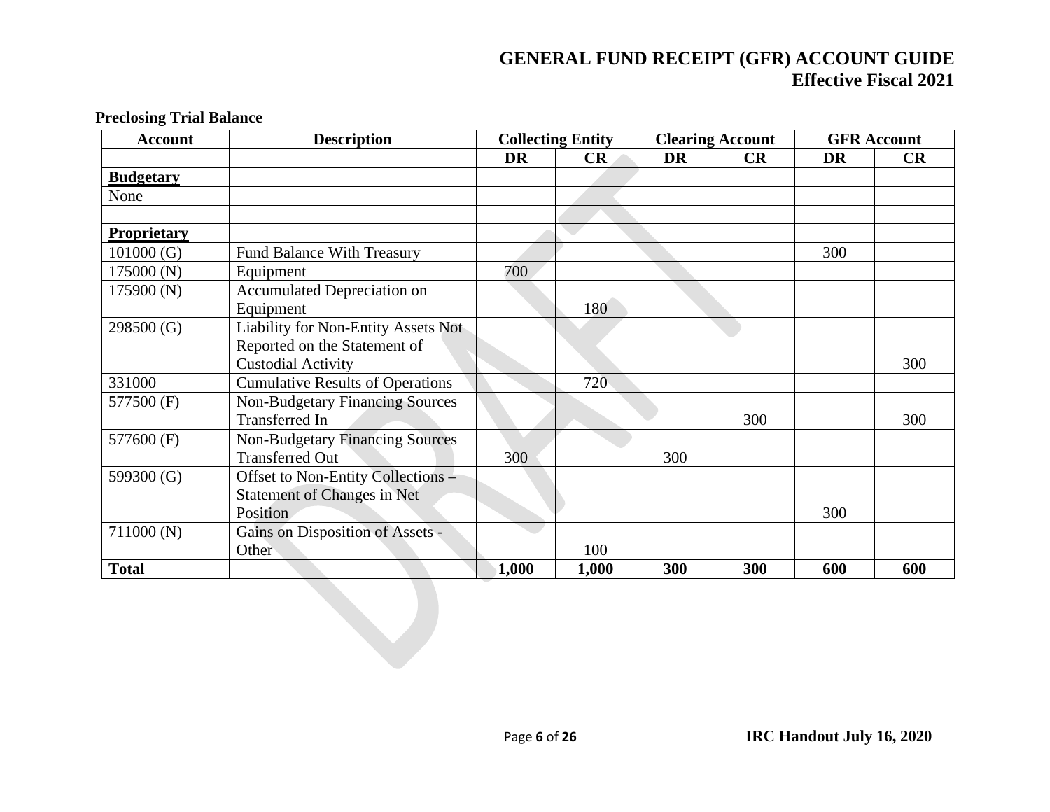**Preclosing Trial Balance**

| Account | Description | Collecting Entity | | Clearing Account | | GFR Account | |
|---|---|---|---|---|---|---|---|
| | | DR | CR | DR | CR | DR | CR |
| **Budgetary** | | | | | | | |
| None | | | | | | | |
| | | | | | | | |
| **Proprietary** | | | | | | | |
| 101000 (G) | Fund Balance With Treasury | | | | | 300 | |
| 175000 (N) | Equipment | 700 | | | | | |
| 175900 (N) | Accumulated Depreciation on Equipment | | 180 | | | | |
| 298500 (G) | Liability for Non-Entity Assets Not Reported on the Statement of Custodial Activity | | | | | | 300 |
| 331000 | Cumulative Results of Operations | | 720 | | | | |
| 577500 (F) | Non-Budgetary Financing Sources Transferred In | | | | 300 | | 300 |
| 577600 (F) | Non-Budgetary Financing Sources Transferred Out | 300 | | 300 | | | |
| 599300 (G) | Offset to Non-Entity Collections – Statement of Changes in Net Position | | | | | 300 | |
| 711000 (N) | Gains on Disposition of Assets - Other | | 100 | | | | |
| **Total** | | **1,000** | **1,000** | **300** | **300** | **600** | **600** |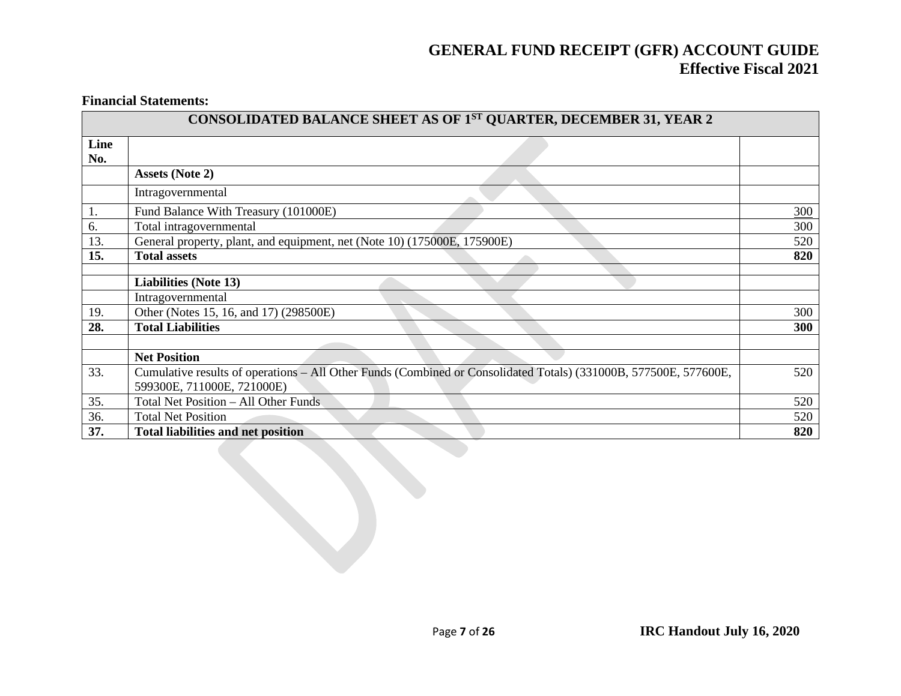**Financial Statements:**

| CONSOLIDATED BALANCE SHEET AS OF 1ST QUARTER, DECEMBER 31, YEAR 2 | | |
|---|---|---|
| **Line No.** | | |
| | **Assets (Note 2)** | |
| | Intragovernmental | |
| 1. | Fund Balance With Treasury (101000E) | 300 |
| 6. | Total intragovernmental | 300 |
| 13. | General property, plant, and equipment, net (Note 10) (175000E, 175900E) | 520 |
| **15.** | **Total assets** | **820** |
| | | |
| | **Liabilities (Note 13)** | |
| | Intragovernmental | |
| 19. | Other (Notes 15, 16, and 17) (298500E) | 300 |
| **28.** | **Total Liabilities** | **300** |
| | | |
| | **Net Position** | |
| 33. | Cumulative results of operations – All Other Funds (Combined or Consolidated Totals) (331000B, 577500E, 577600E, 599300E, 711000E, 721000E) | 520 |
| 35. | Total Net Position – All Other Funds | 520 |
| 36. | Total Net Position | 520 |
| **37.** | **Total liabilities and net position** | **820** |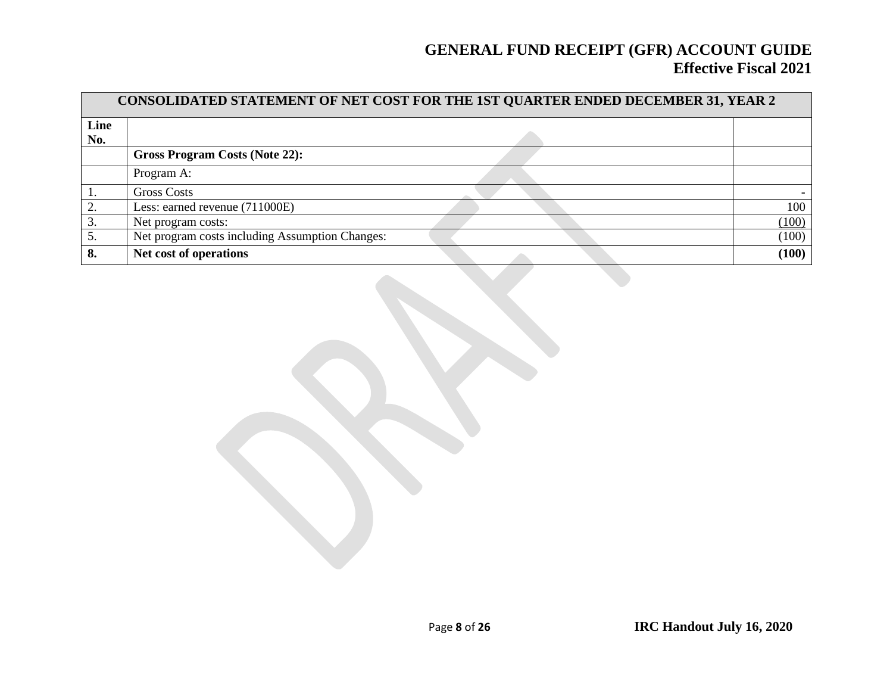| CONSOLIDATED STATEMENT OF NET COST FOR THE 1ST QUARTER ENDED DECEMBER 31, YEAR 2 | | |
|---|---|---|
| **Line No.** | | |
| | **Gross Program Costs (Note 22):** | |
| | Program A: | |
| 1. | Gross Costs | - |
| 2. | Less: earned revenue (711000E) | 100 |
| 3. | Net program costs: | (100) |
| 5. | Net program costs including Assumption Changes: | (100) |
| **8.** | **Net cost of operations** | **(100)** |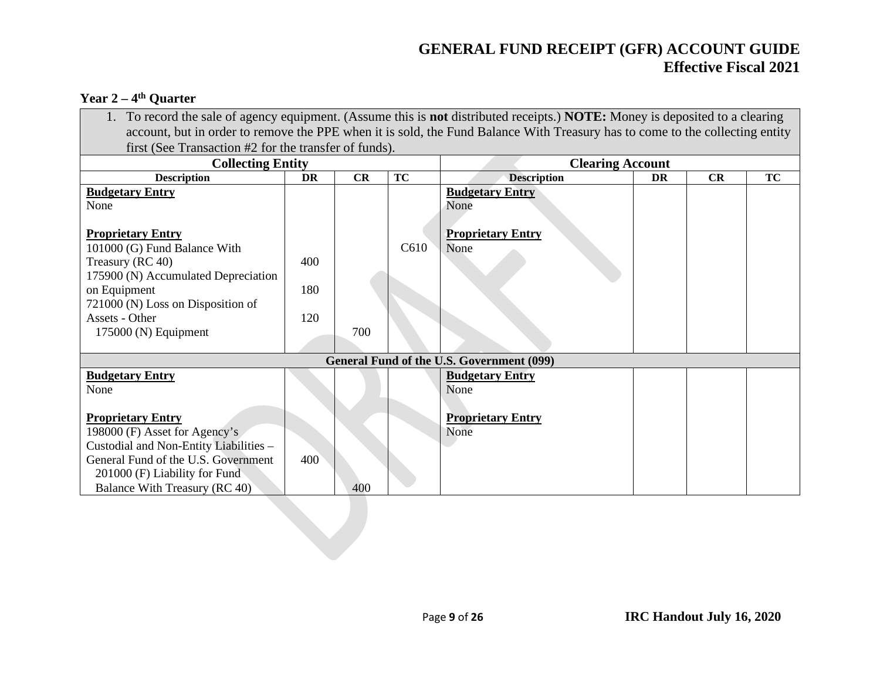## Year 2 – 4th Quarter

| 1. To record the sale of agency equipment. (Assume this is **not** distributed receipts.) **NOTE:** Money is deposited to a clearing account, but in order to remove the PPE when it is sold, the Fund Balance With Treasury has to come to the collecting entity first (See Transaction #2 for the transfer of funds). | | | | | | | |
|---|---|---|---|---|---|---|---|
| **Collecting Entity** | | | | **Clearing Account** | | | |
| **Description** | **DR** | **CR** | **TC** | **Description** | **DR** | **CR** | **TC** |
| **Budgetary Entry**<br>None<br><br>**Proprietary Entry**<br>101000 (G) Fund Balance With Treasury (RC 40)<br>175900 (N) Accumulated Depreciation on Equipment<br>721000 (N) Loss on Disposition of Assets - Other<br>175000 (N) Equipment | <br><br><br><br><br>400<br><br>180<br><br>120 | <br><br><br><br><br><br><br><br><br><br>700 | <br><br><br><br>C610 | **Budgetary Entry**<br>None<br><br>**Proprietary Entry**<br>None | | | |
| **General Fund of the U.S. Government (099)** | | | | | | | |
| **Budgetary Entry**<br>None<br><br>**Proprietary Entry**<br>198000 (F) Asset for Agency's Custodial and Non-Entity Liabilities – General Fund of the U.S. Government<br>201000 (F) Liability for Fund Balance With Treasury (RC 40) | <br><br><br><br><br><br>400 | <br><br><br><br><br><br><br><br>400 | | **Budgetary Entry**<br>None<br><br>**Proprietary Entry**<br>None | | | |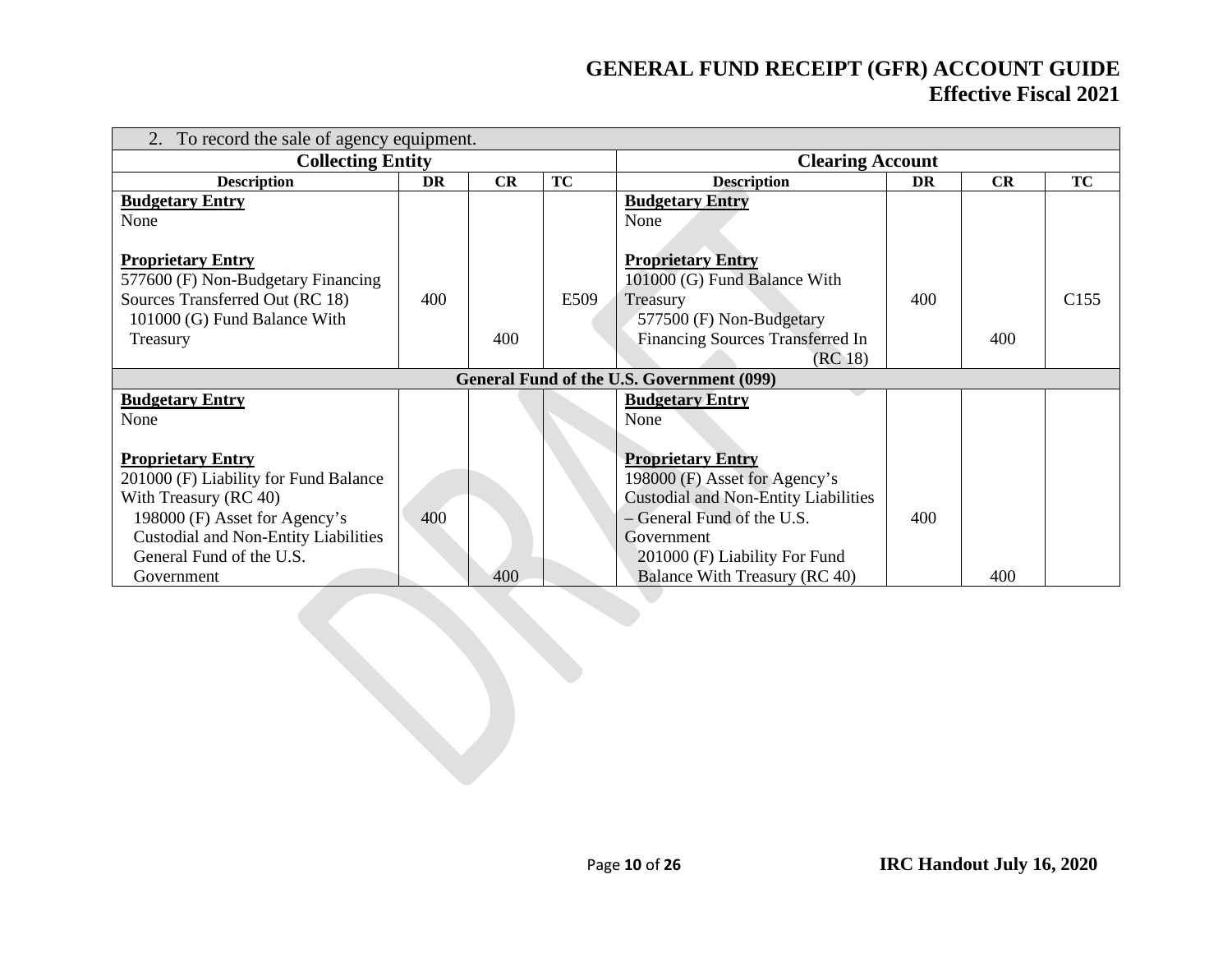| 2. To record the sale of agency equipment. | | | | | | | |
|---|---|---|---|---|---|---|---|
| **Collecting Entity** | | | | **Clearing Account** | | | |
| **Description** | **DR** | **CR** | **TC** | **Description** | **DR** | **CR** | **TC** |
| **Budgetary Entry**<br>None<br><br>**Proprietary Entry**<br>577600 (F) Non-Budgetary Financing Sources Transferred Out (RC 18)<br>101000 (G) Fund Balance With Treasury | 400 | 400 | E509 | **Budgetary Entry**<br>None<br><br>**Proprietary Entry**<br>101000 (G) Fund Balance With Treasury<br>577500 (F) Non-Budgetary Financing Sources Transferred In (RC 18) | 400 | 400 | C155 |
| **General Fund of the U.S. Government (099)** | | | | | | | |
| **Budgetary Entry**<br>None<br><br>**Proprietary Entry**<br>201000 (F) Liability for Fund Balance With Treasury (RC 40)<br>198000 (F) Asset for Agency's Custodial and Non-Entity Liabilities General Fund of the U.S. Government | 400 | 400 | | **Budgetary Entry**<br>None<br><br>**Proprietary Entry**<br>198000 (F) Asset for Agency's Custodial and Non-Entity Liabilities – General Fund of the U.S. Government<br>201000 (F) Liability For Fund Balance With Treasury (RC 40) | 400 | 400 | |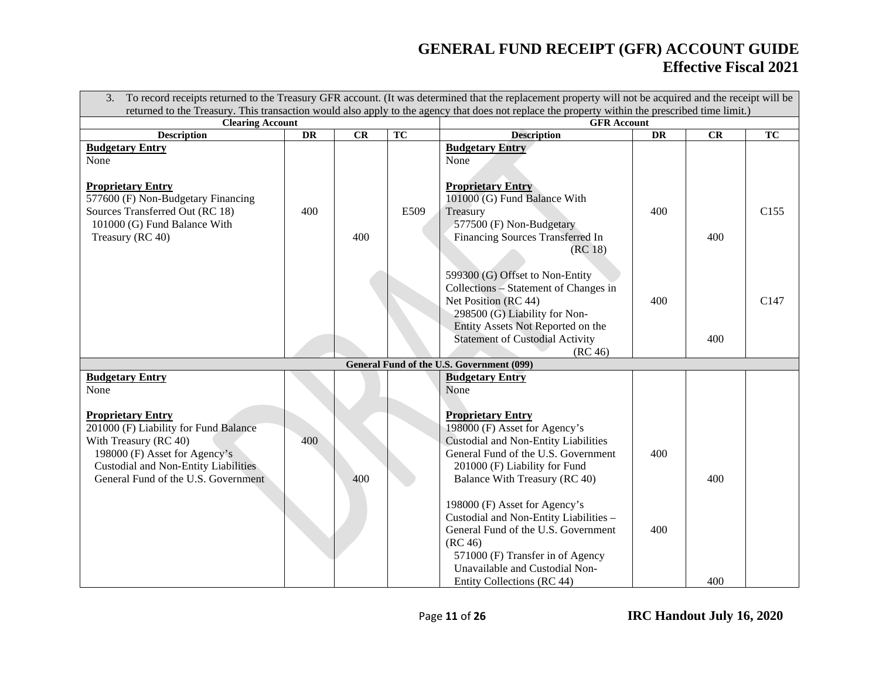| 3. To record receipts returned to the Treasury GFR account. (It was determined that the replacement property will not be acquired and the receipt will be returned to the Treasury. This transaction would also apply to the agency that does not replace the property within the prescribed time limit.) | | | | | | | |
|---|---|---|---|---|---|---|---|
| **Clearing Account** | | | | **GFR Account** | | | |
| **Description** | **DR** | **CR** | **TC** | **Description** | **DR** | **CR** | **TC** |
| **Budgetary Entry** None | | | | **Budgetary Entry** None | | | |
| **Proprietary Entry** 577600 (F) Non-Budgetary Financing Sources Transferred Out (RC 18) | 400 | | E509 | **Proprietary Entry** 101000 (G) Fund Balance With Treasury | 400 | | C155 |
| 101000 (G) Fund Balance With Treasury (RC 40) | | 400 | | 577500 (F) Non-Budgetary Financing Sources Transferred In (RC 18) | | 400 | |
| | | | | 599300 (G) Offset to Non-Entity Collections – Statement of Changes in Net Position (RC 44) | 400 | | C147 |
| | | | | 298500 (G) Liability for Non-Entity Assets Not Reported on the Statement of Custodial Activity (RC 46) | | 400 | |
| **General Fund of the U.S. Government (099)** | | | | | | | |
| **Budgetary Entry** None | | | | **Budgetary Entry** None | | | |
| **Proprietary Entry** 201000 (F) Liability for Fund Balance With Treasury (RC 40) | 400 | | | **Proprietary Entry** 198000 (F) Asset for Agency's Custodial and Non-Entity Liabilities General Fund of the U.S. Government | 400 | | |
| 198000 (F) Asset for Agency's Custodial and Non-Entity Liabilities General Fund of the U.S. Government | | 400 | | 201000 (F) Liability for Fund Balance With Treasury (RC 40) | | 400 | |
| | | | | 198000 (F) Asset for Agency's Custodial and Non-Entity Liabilities – General Fund of the U.S. Government (RC 46) | 400 | | |
| | | | | 571000 (F) Transfer in of Agency Unavailable and Custodial Non-Entity Collections (RC 44) | | 400 | |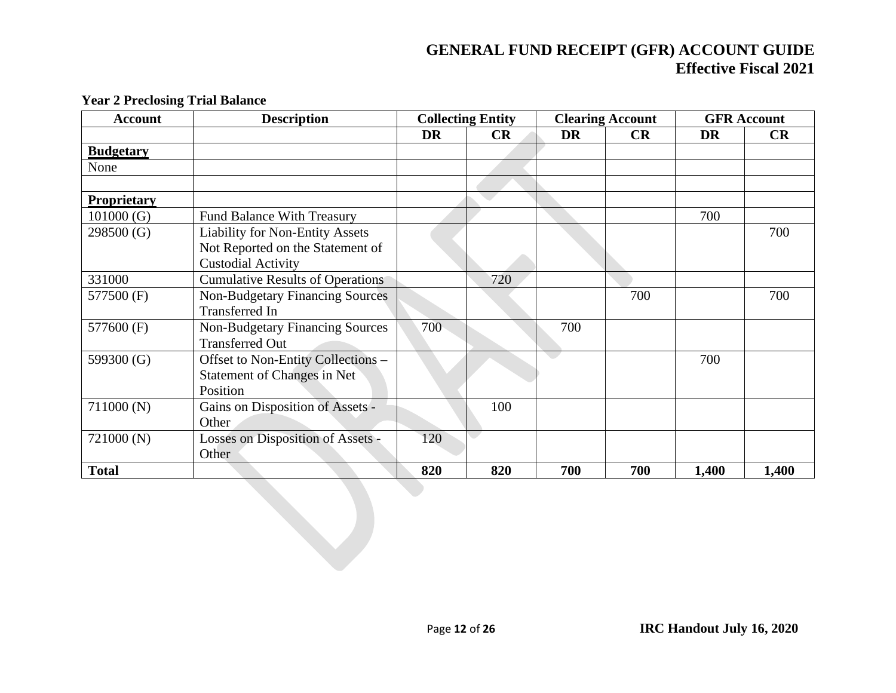### Year 2 Preclosing Trial Balance

| Account | Description | Collecting Entity | | Clearing Account | | GFR Account | |
|---|---|---|---|---|---|---|---|
| | | DR | CR | DR | CR | DR | CR |
| **Budgetary** | | | | | | | |
| None | | | | | | | |
| | | | | | | | |
| **Proprietary** | | | | | | | |
| 101000 (G) | Fund Balance With Treasury | | | | | 700 | |
| 298500 (G) | Liability for Non-Entity Assets Not Reported on the Statement of Custodial Activity | | | | | | 700 |
| 331000 | Cumulative Results of Operations | | 720 | | | | |
| 577500 (F) | Non-Budgetary Financing Sources Transferred In | | | | 700 | | 700 |
| 577600 (F) | Non-Budgetary Financing Sources Transferred Out | 700 | | 700 | | | |
| 599300 (G) | Offset to Non-Entity Collections – Statement of Changes in Net Position | | | | | 700 | |
| 711000 (N) | Gains on Disposition of Assets - Other | | 100 | | | | |
| 721000 (N) | Losses on Disposition of Assets - Other | 120 | | | | | |
| **Total** | | **820** | **820** | **700** | **700** | **1,400** | **1,400** |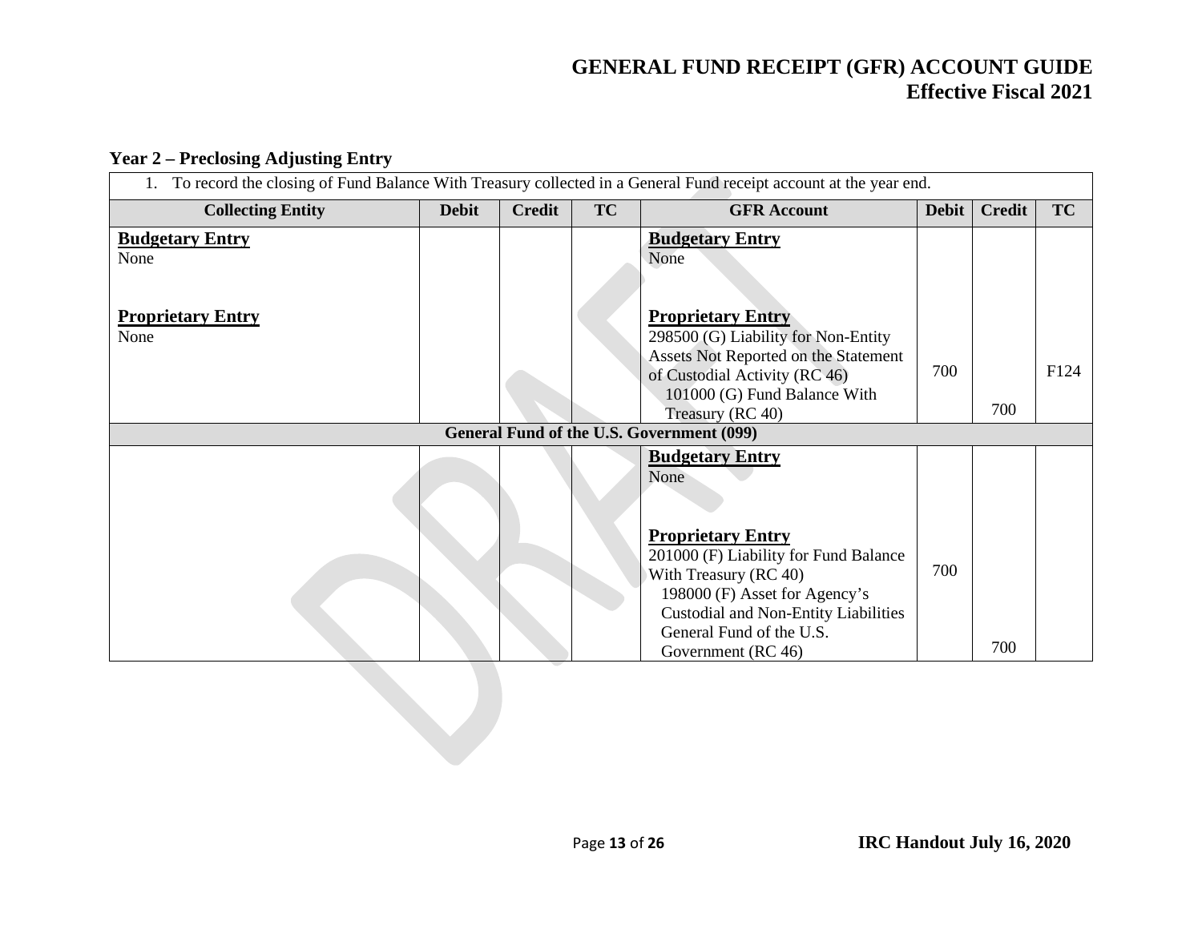### Year 2 – Preclosing Adjusting Entry

| Collecting Entity | Debit | Credit | TC | GFR Account | Debit | Credit | TC |
|---|---|---|---|---|---|---|---|
| 1. To record the closing of Fund Balance With Treasury collected in a General Fund receipt account at the year end. | | | | | | | |
| **Budgetary Entry**<br>None | | | | **Budgetary Entry**<br>None | | | |
| **Proprietary Entry**<br>None | | | | **Proprietary Entry**<br>298500 (G) Liability for Non-Entity Assets Not Reported on the Statement of Custodial Activity (RC 46) | 700 | | F124 |
| | | | | 101000 (G) Fund Balance With Treasury (RC 40) | | 700 | |
| **General Fund of the U.S. Government (099)** | | | | | | | |
| | | | | **Budgetary Entry**<br>None | | | |
| | | | | **Proprietary Entry**<br>201000 (F) Liability for Fund Balance With Treasury (RC 40) | 700 | | |
| | | | | 198000 (F) Asset for Agency's Custodial and Non-Entity Liabilities General Fund of the U.S. Government (RC 46) | | 700 | |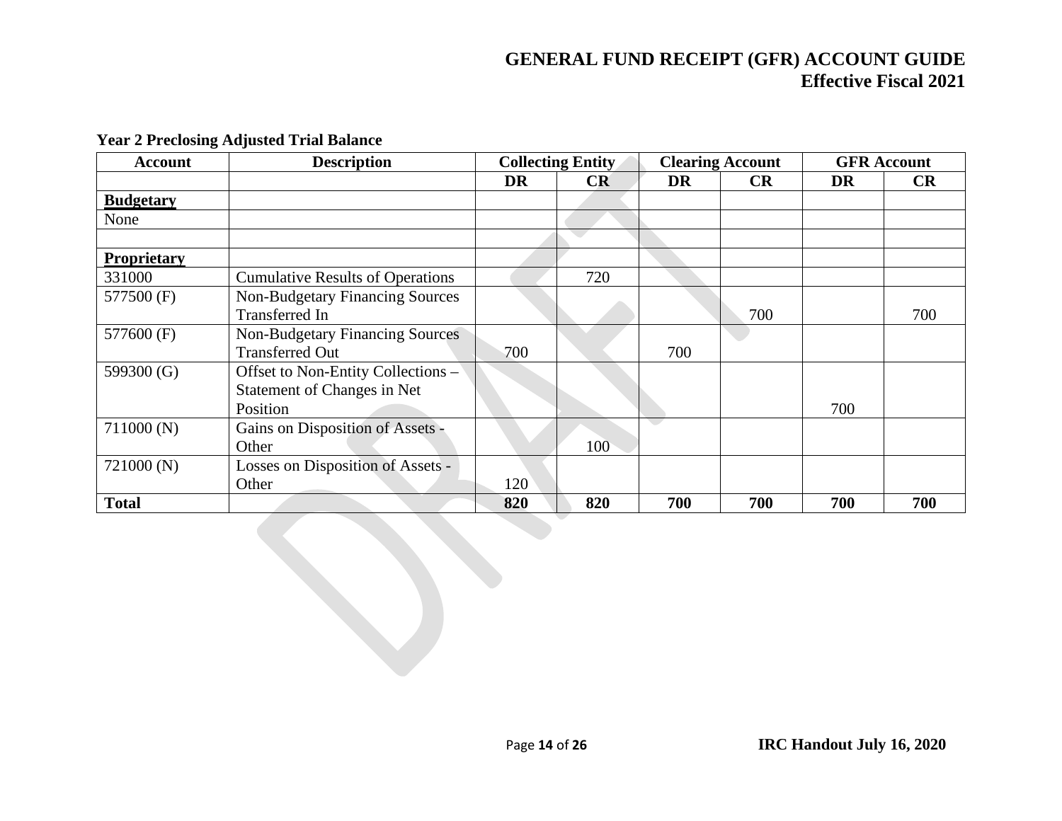**Year 2 Preclosing Adjusted Trial Balance**

| Account | Description | Collecting Entity | | Clearing Account | | GFR Account | |
|---|---|---|---|---|---|---|---|
| | | DR | CR | DR | CR | DR | CR |
| **Budgetary** | | | | | | | |
| None | | | | | | | |
| | | | | | | | |
| **Proprietary** | | | | | | | |
| 331000 | Cumulative Results of Operations | | 720 | | | | |
| 577500 (F) | Non-Budgetary Financing Sources Transferred In | | | | 700 | | 700 |
| 577600 (F) | Non-Budgetary Financing Sources Transferred Out | 700 | | 700 | | | |
| 599300 (G) | Offset to Non-Entity Collections – Statement of Changes in Net Position | | | | | 700 | |
| 711000 (N) | Gains on Disposition of Assets - Other | | 100 | | | | |
| 721000 (N) | Losses on Disposition of Assets - Other | 120 | | | | | |
| **Total** | | **820** | **820** | **700** | **700** | **700** | **700** |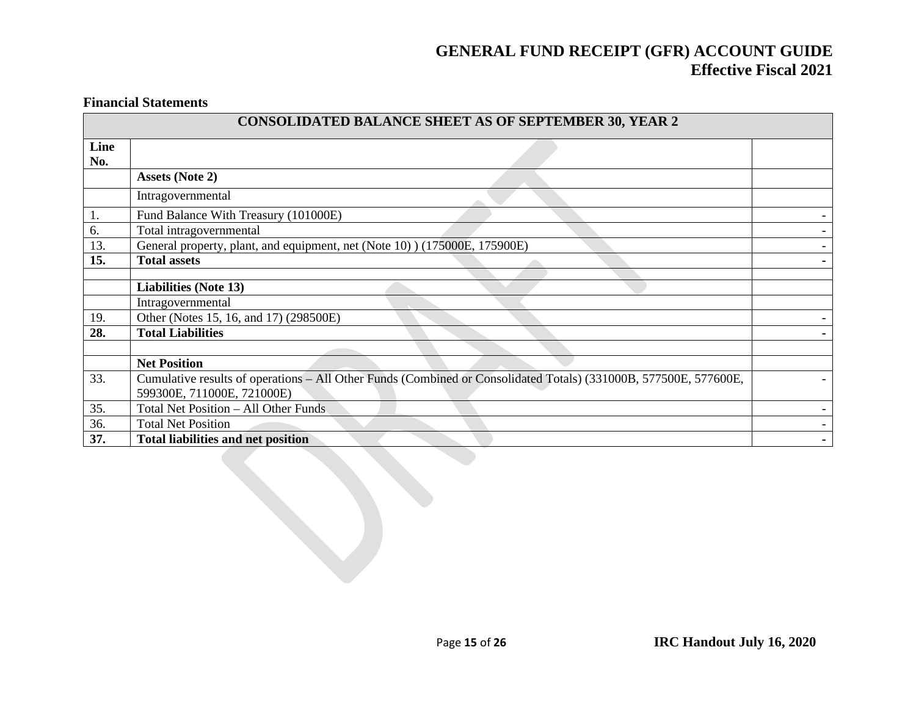**Financial Statements**

| CONSOLIDATED BALANCE SHEET AS OF SEPTEMBER 30, YEAR 2 | | |
|---|---|---|
| **Line No.** | | |
| | **Assets (Note 2)** | |
| | Intragovernmental | |
| 1. | Fund Balance With Treasury (101000E) | - |
| 6. | Total intragovernmental | - |
| 13. | General property, plant, and equipment, net (Note 10) ) (175000E, 175900E) | - |
| **15.** | **Total assets** | **-** |
| | | |
| | **Liabilities (Note 13)** | |
| | Intragovernmental | |
| 19. | Other (Notes 15, 16, and 17) (298500E) | - |
| **28.** | **Total Liabilities** | **-** |
| | | |
| | **Net Position** | |
| 33. | Cumulative results of operations – All Other Funds (Combined or Consolidated Totals) (331000B, 577500E, 577600E, 599300E, 711000E, 721000E) | - |
| 35. | Total Net Position – All Other Funds | - |
| 36. | Total Net Position | - |
| **37.** | **Total liabilities and net position** | **-** |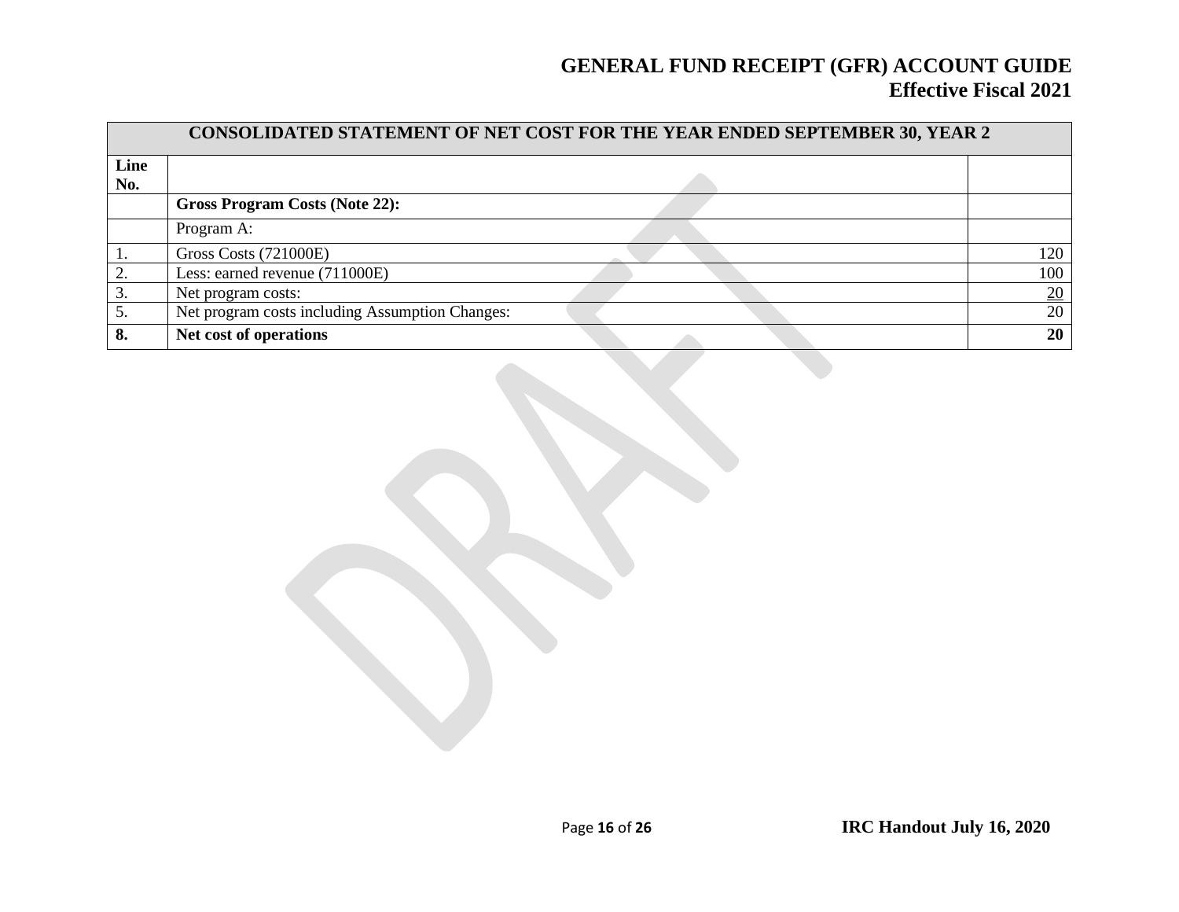| CONSOLIDATED STATEMENT OF NET COST FOR THE YEAR ENDED SEPTEMBER 30, YEAR 2 | | |
|---|---|---|
| **Line No.** | | |
| | **Gross Program Costs (Note 22):** | |
| | Program A: | |
| 1. | Gross Costs (721000E) | 120 |
| 2. | Less: earned revenue (711000E) | 100 |
| 3. | Net program costs: | 20 |
| 5. | Net program costs including Assumption Changes: | 20 |
| **8.** | **Net cost of operations** | **20** |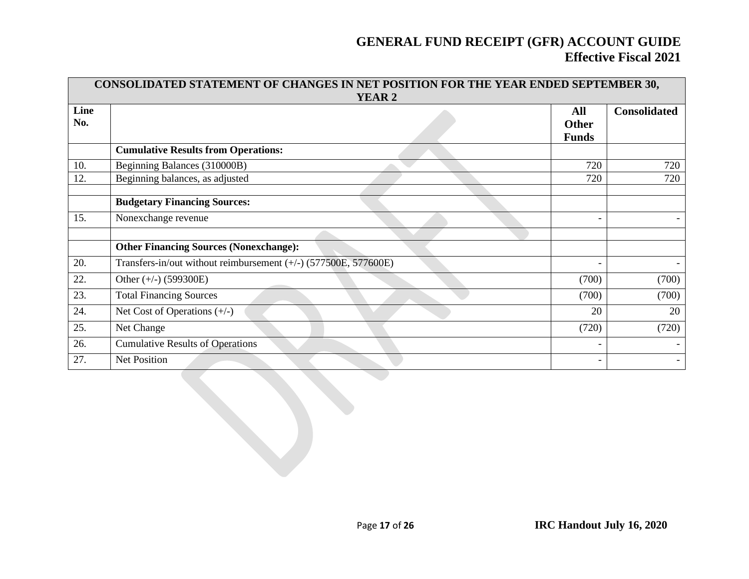| CONSOLIDATED STATEMENT OF CHANGES IN NET POSITION FOR THE YEAR ENDED SEPTEMBER 30, YEAR 2 | | | |
|---|---|---|---|
| **Line No.** | | **All Other Funds** | **Consolidated** |
| | **Cumulative Results from Operations:** | | |
| 10. | Beginning Balances (310000B) | 720 | 720 |
| 12. | Beginning balances, as adjusted | 720 | 720 |
| | | | |
| | **Budgetary Financing Sources:** | | |
| 15. | Nonexchange revenue | - | - |
| | | | |
| | **Other Financing Sources (Nonexchange):** | | |
| 20. | Transfers-in/out without reimbursement (+/-) (577500E, 577600E) | - | - |
| 22. | Other (+/-) (599300E) | (700) | (700) |
| 23. | Total Financing Sources | (700) | (700) |
| 24. | Net Cost of Operations (+/-) | 20 | 20 |
| 25. | Net Change | (720) | (720) |
| 26. | Cumulative Results of Operations | - | - |
| 27. | Net Position | - | - |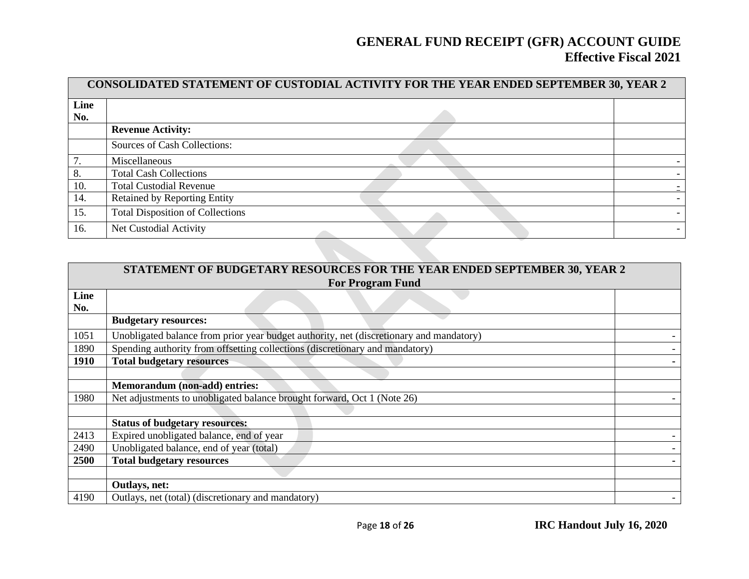| CONSOLIDATED STATEMENT OF CUSTODIAL ACTIVITY FOR THE YEAR ENDED SEPTEMBER 30, YEAR 2 | | |
|---|---|---|
| **Line No.** | | |
| | **Revenue Activity:** | |
| | Sources of Cash Collections: | |
| 7. | Miscellaneous | - |
| 8. | Total Cash Collections | - |
| 10. | Total Custodial Revenue | - |
| 14. | Retained by Reporting Entity | - |
| 15. | Total Disposition of Collections | - |
| 16. | Net Custodial Activity | - |

| STATEMENT OF BUDGETARY RESOURCES FOR THE YEAR ENDED SEPTEMBER 30, YEAR 2 For Program Fund | | |
|---|---|---|
| **Line No.** | | |
| | **Budgetary resources:** | |
| 1051 | Unobligated balance from prior year budget authority, net (discretionary and mandatory) | - |
| 1890 | Spending authority from offsetting collections (discretionary and mandatory) | - |
| **1910** | **Total budgetary resources** | **-** |
| | | |
| | **Memorandum (non-add) entries:** | |
| 1980 | Net adjustments to unobligated balance brought forward, Oct 1 (Note 26) | - |
| | | |
| | **Status of budgetary resources:** | |
| 2413 | Expired unobligated balance, end of year | - |
| 2490 | Unobligated balance, end of year (total) | - |
| **2500** | **Total budgetary resources** | **-** |
| | | |
| | **Outlays, net:** | |
| 4190 | Outlays, net (total) (discretionary and mandatory) | - |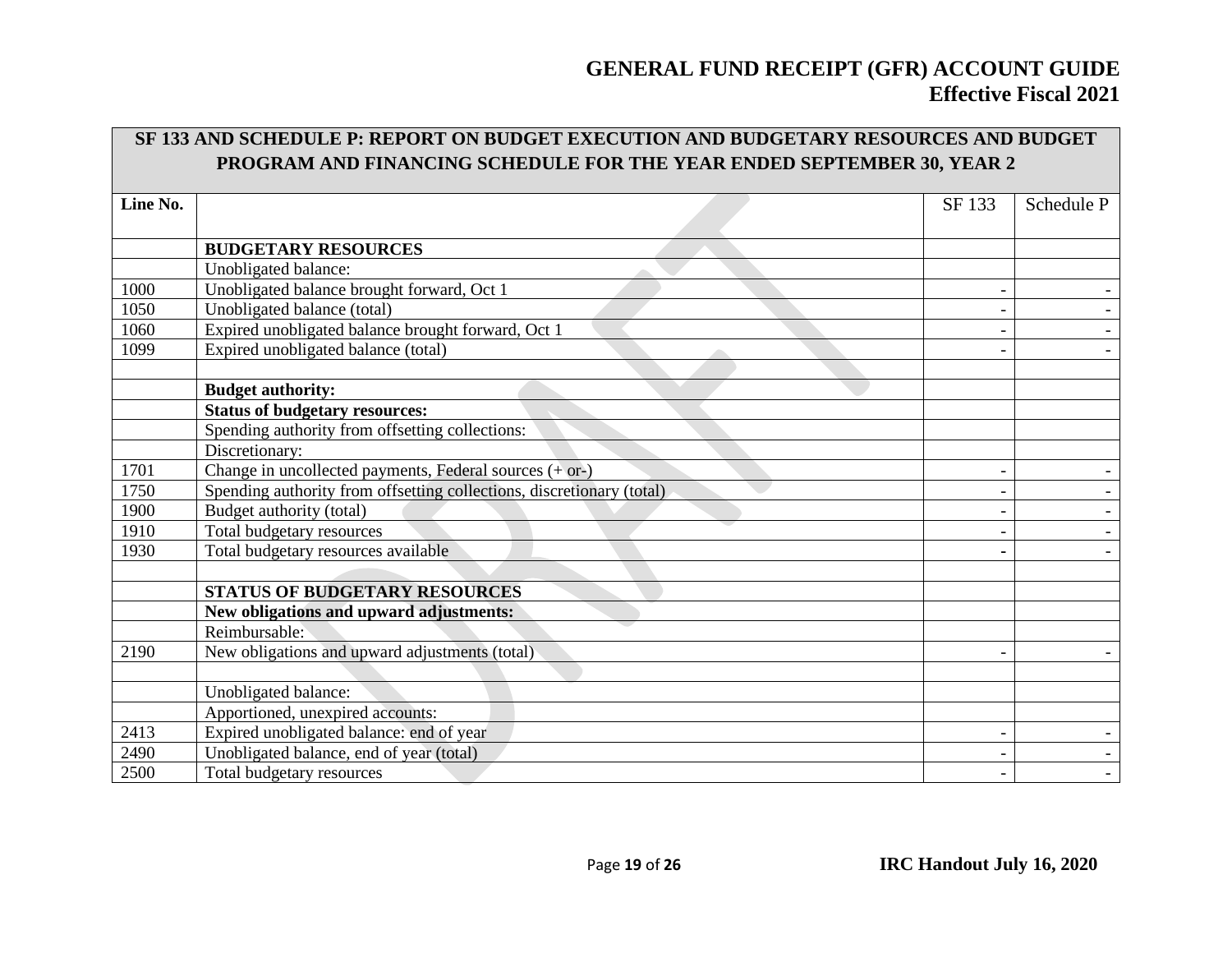| SF 133 AND SCHEDULE P: REPORT ON BUDGET EXECUTION AND BUDGETARY RESOURCES AND BUDGET PROGRAM AND FINANCING SCHEDULE FOR THE YEAR ENDED SEPTEMBER 30, YEAR 2 | | | |
|---|---|---|---|
| **Line No.** | | SF 133 | Schedule P |
| | **BUDGETARY RESOURCES** | | |
| | Unobligated balance: | | |
| 1000 | Unobligated balance brought forward, Oct 1 | - | - |
| 1050 | Unobligated balance (total) | - | - |
| 1060 | Expired unobligated balance brought forward, Oct 1 | - | - |
| 1099 | Expired unobligated balance (total) | - | - |
| | | | |
| | **Budget authority:** | | |
| | **Status of budgetary resources:** | | |
| | Spending authority from offsetting collections: | | |
| | Discretionary: | | |
| 1701 | Change in uncollected payments, Federal sources (+ or-) | - | - |
| 1750 | Spending authority from offsetting collections, discretionary (total) | - | - |
| 1900 | Budget authority (total) | - | - |
| 1910 | Total budgetary resources | - | - |
| 1930 | Total budgetary resources available | - | - |
| | | | |
| | **STATUS OF BUDGETARY RESOURCES** | | |
| | **New obligations and upward adjustments:** | | |
| | Reimbursable: | | |
| 2190 | New obligations and upward adjustments (total) | - | - |
| | | | |
| | Unobligated balance: | | |
| | Apportioned, unexpired accounts: | | |
| 2413 | Expired unobligated balance: end of year | - | - |
| 2490 | Unobligated balance, end of year (total) | - | - |
| 2500 | Total budgetary resources | - | - |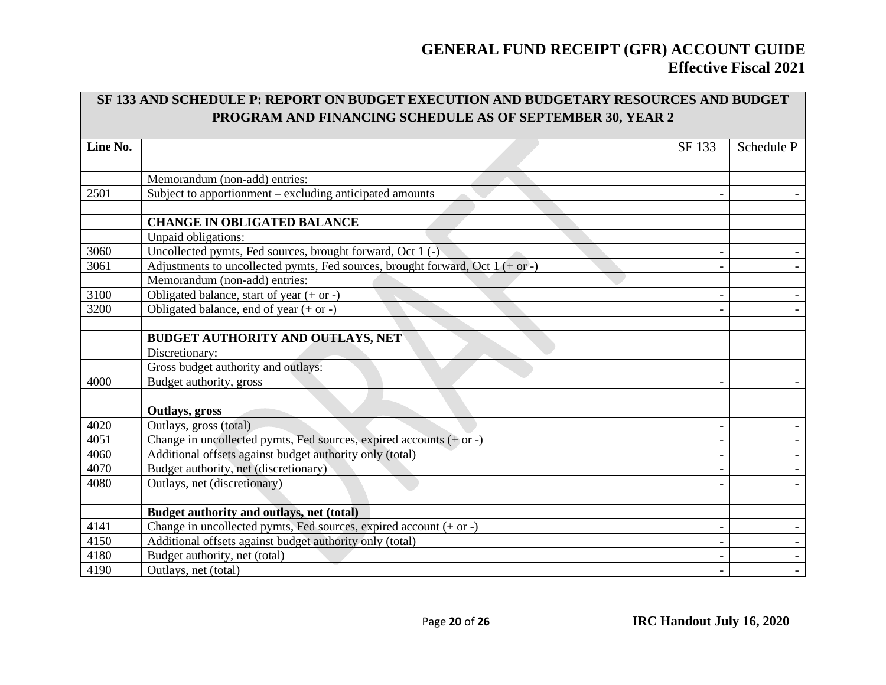| SF 133 AND SCHEDULE P: REPORT ON BUDGET EXECUTION AND BUDGETARY RESOURCES AND BUDGET PROGRAM AND FINANCING SCHEDULE AS OF SEPTEMBER 30, YEAR 2 | | | |
|---|---|---|---|
| **Line No.** | | SF 133 | Schedule P |
| | Memorandum (non-add) entries: | | |
| 2501 | Subject to apportionment – excluding anticipated amounts | - | - |
| | | | |
| | **CHANGE IN OBLIGATED BALANCE** | | |
| | Unpaid obligations: | | |
| 3060 | Uncollected pymts, Fed sources, brought forward, Oct 1 (-) | - | - |
| 3061 | Adjustments to uncollected pymts, Fed sources, brought forward, Oct 1 (+ or -) | - | - |
| | Memorandum (non-add) entries: | | |
| 3100 | Obligated balance, start of year (+ or -) | - | - |
| 3200 | Obligated balance, end of year (+ or -) | - | - |
| | | | |
| | **BUDGET AUTHORITY AND OUTLAYS, NET** | | |
| | Discretionary: | | |
| | Gross budget authority and outlays: | | |
| 4000 | Budget authority, gross | - | - |
| | | | |
| | **Outlays, gross** | | |
| 4020 | Outlays, gross (total) | - | - |
| 4051 | Change in uncollected pymts, Fed sources, expired accounts (+ or -) | - | - |
| 4060 | Additional offsets against budget authority only (total) | - | - |
| 4070 | Budget authority, net (discretionary) | - | - |
| 4080 | Outlays, net (discretionary) | - | - |
| | | | |
| | **Budget authority and outlays, net (total)** | | |
| 4141 | Change in uncollected pymts, Fed sources, expired account (+ or -) | - | - |
| 4150 | Additional offsets against budget authority only (total) | - | - |
| 4180 | Budget authority, net (total) | - | - |
| 4190 | Outlays, net (total) | - | - |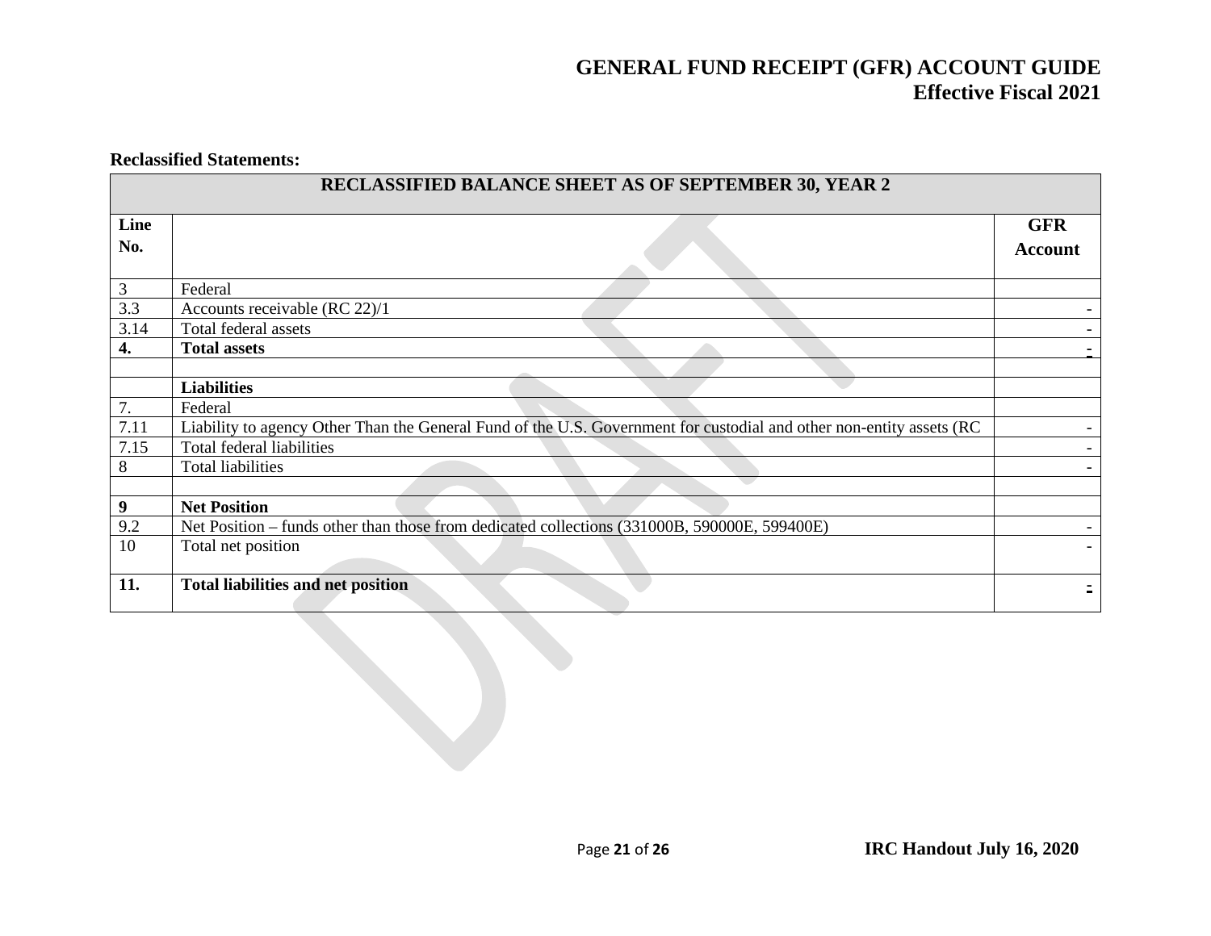**Reclassified Statements:**

| RECLASSIFIED BALANCE SHEET AS OF SEPTEMBER 30, YEAR 2 | | |
|---|---|---|
| **Line No.** | | **GFR Account** |
| 3 | Federal | |
| 3.3 | Accounts receivable (RC 22)/1 | - |
| 3.14 | Total federal assets | - |
| **4.** | **Total assets** | **-** |
| | | |
| | **Liabilities** | |
| 7. | Federal | |
| 7.11 | Liability to agency Other Than the General Fund of the U.S. Government for custodial and other non-entity assets (RC | - |
| 7.15 | Total federal liabilities | - |
| 8 | Total liabilities | - |
| | | |
| **9** | **Net Position** | |
| 9.2 | Net Position – funds other than those from dedicated collections (331000B, 590000E, 599400E) | - |
| 10 | Total net position | - |
| **11.** | **Total liabilities and net position** | **-** |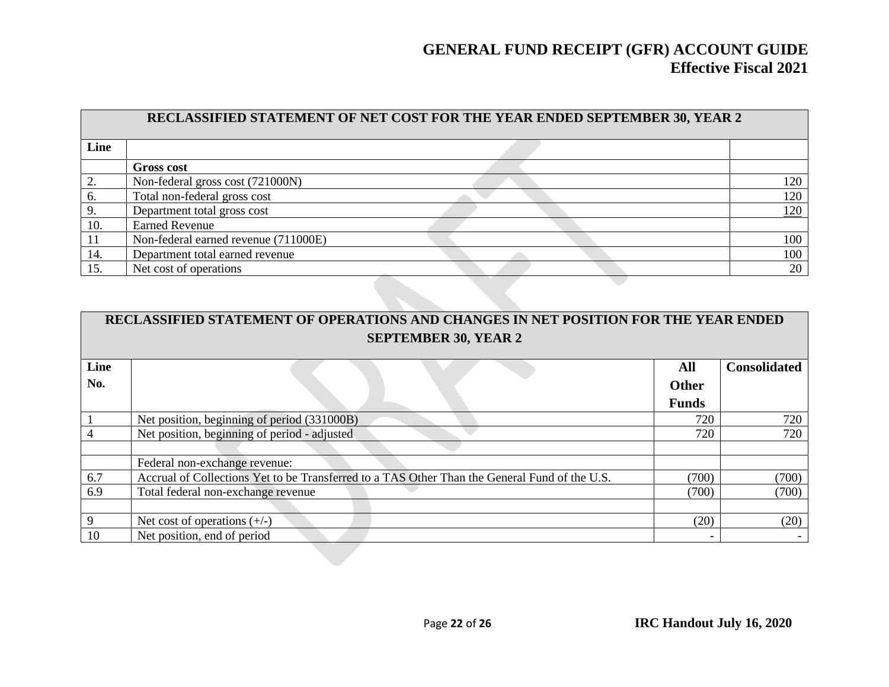| RECLASSIFIED STATEMENT OF NET COST FOR THE YEAR ENDED SEPTEMBER 30, YEAR 2 | | |
|---|---|---|
| Line | | |
| | **Gross cost** | |
| 2. | Non-federal gross cost (721000N) | 120 |
| 6. | Total non-federal gross cost | 120 |
| 9. | Department total gross cost | 120 |
| 10. | Earned Revenue | |
| 11 | Non-federal earned revenue (711000E) | 100 |
| 14. | Department total earned revenue | 100 |
| 15. | Net cost of operations | 20 |

| RECLASSIFIED STATEMENT OF OPERATIONS AND CHANGES IN NET POSITION FOR THE YEAR ENDED SEPTEMBER 30, YEAR 2 | | | |
|---|---|---|---|
| **Line No.** | | **All Other Funds** | **Consolidated** |
| 1 | Net position, beginning of period (331000B) | 720 | 720 |
| 4 | Net position, beginning of period - adjusted | 720 | 720 |
| | | | |
| | Federal non-exchange revenue: | | |
| 6.7 | Accrual of Collections Yet to be Transferred to a TAS Other Than the General Fund of the U.S. | (700) | (700) |
| 6.9 | Total federal non-exchange revenue | (700) | (700) |
| | | | |
| 9 | Net cost of operations (+/-) | (20) | (20) |
| 10 | Net position, end of period | - | - |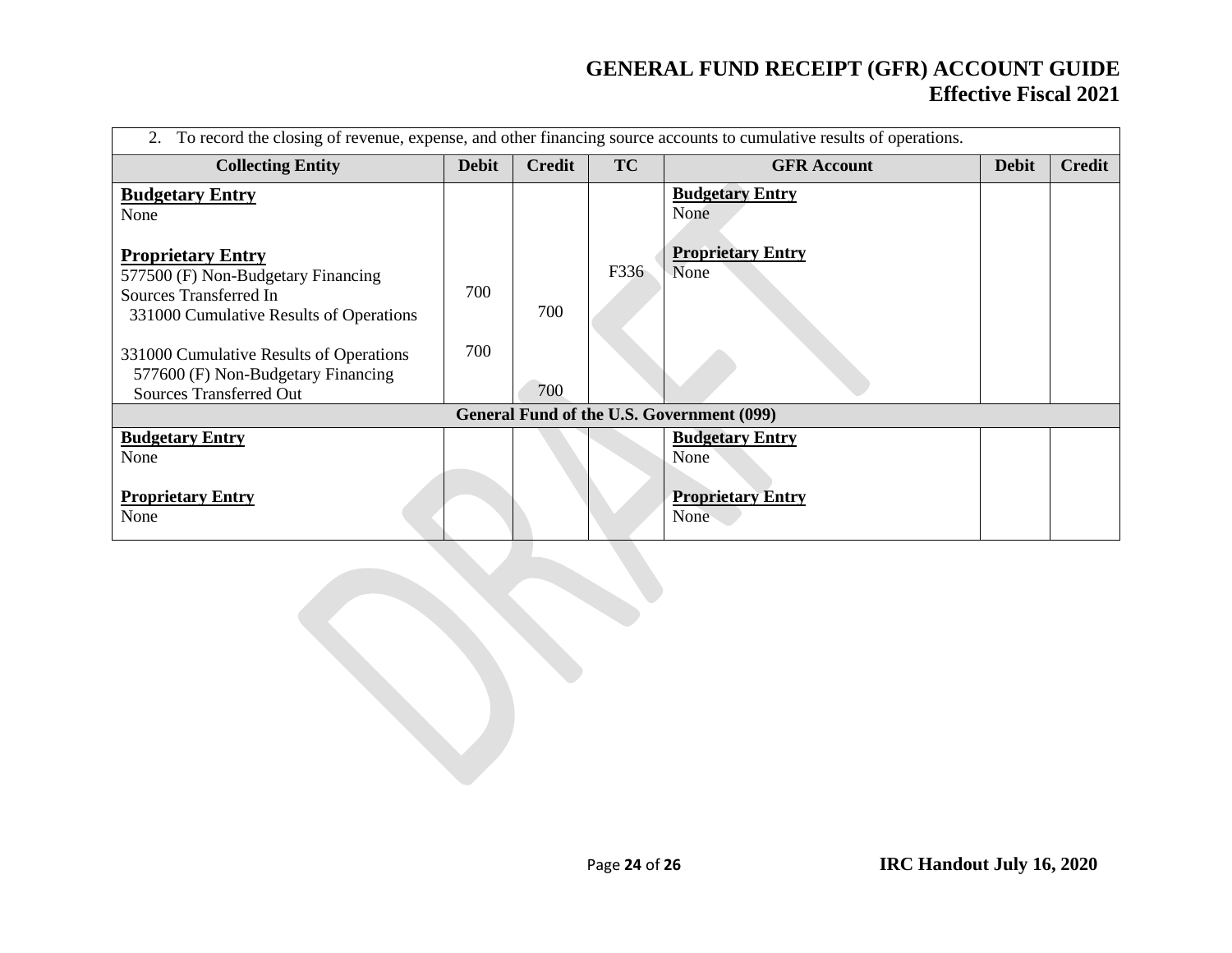| 2. To record the closing of revenue, expense, and other financing source accounts to cumulative results of operations. | | | | | | |
|---|---|---|---|---|---|---|
| **Collecting Entity** | **Debit** | **Credit** | **TC** | **GFR Account** | **Debit** | **Credit** |
| **Budgetary Entry**<br>None<br><br>**Proprietary Entry**<br>577500 (F) Non-Budgetary Financing Sources Transferred In<br>331000 Cumulative Results of Operations<br><br>331000 Cumulative Results of Operations<br>577600 (F) Non-Budgetary Financing Sources Transferred Out | <br><br><br><br>700<br><br><br>700 | <br><br><br><br><br>700<br><br><br>700 | <br><br><br>F336 | **Budgetary Entry**<br>None<br><br>**Proprietary Entry**<br>None | | |
| **General Fund of the U.S. Government (099)** | | | | | | |
| **Budgetary Entry**<br>None<br><br>**Proprietary Entry**<br>None | | | | **Budgetary Entry**<br>None<br><br>**Proprietary Entry**<br>None | | |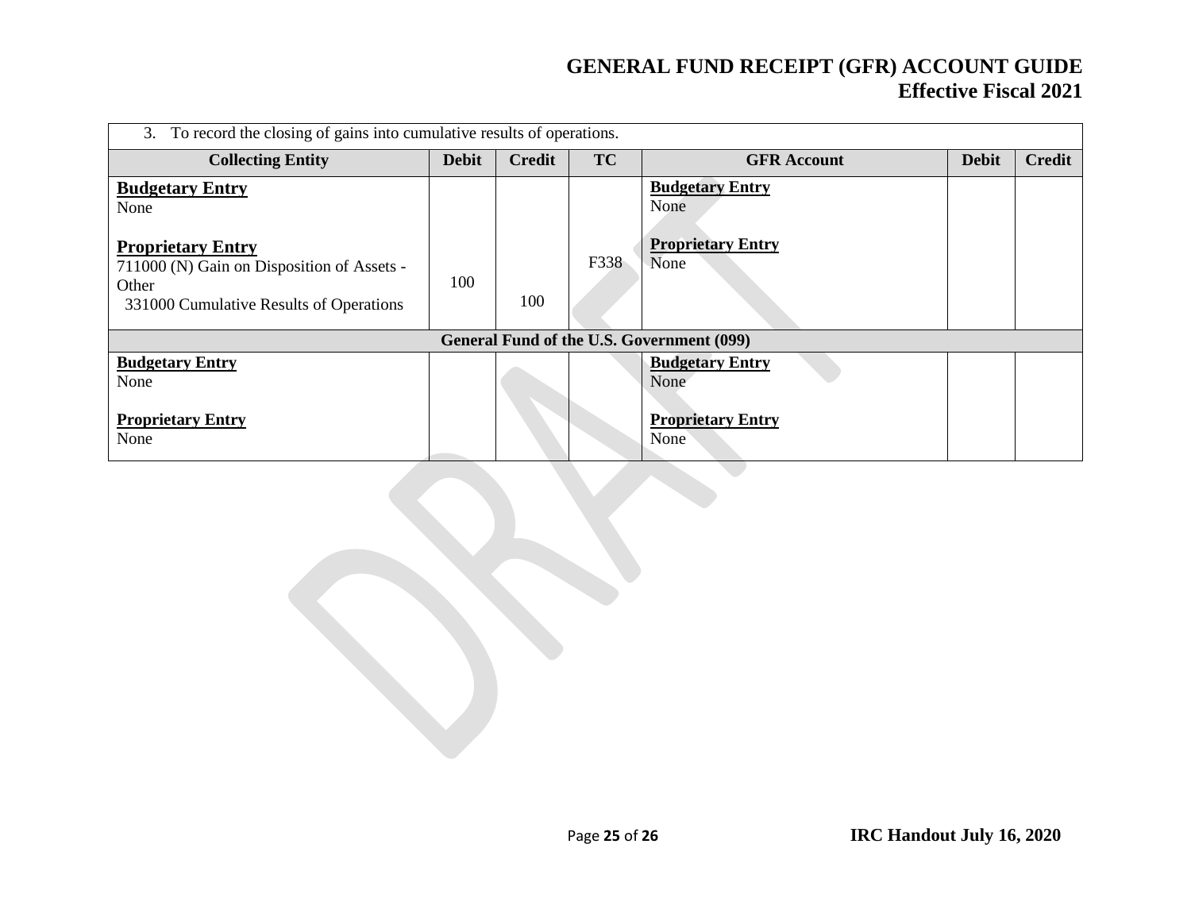| 3. To record the closing of gains into cumulative results of operations. | | | | | | |
|---|---|---|---|---|---|---|
| **Collecting Entity** | **Debit** | **Credit** | **TC** | **GFR Account** | **Debit** | **Credit** |
| **Budgetary Entry**<br>None<br><br>**Proprietary Entry**<br>711000 (N) Gain on Disposition of Assets - Other<br>331000 Cumulative Results of Operations | 100 | 100 | F338 | **Budgetary Entry**<br>None<br><br>**Proprietary Entry**<br>None | | |
| **General Fund of the U.S. Government (099)** | | | | | | |
| **Budgetary Entry**<br>None<br><br>**Proprietary Entry**<br>None | | | | **Budgetary Entry**<br>None<br><br>**Proprietary Entry**<br>None | | |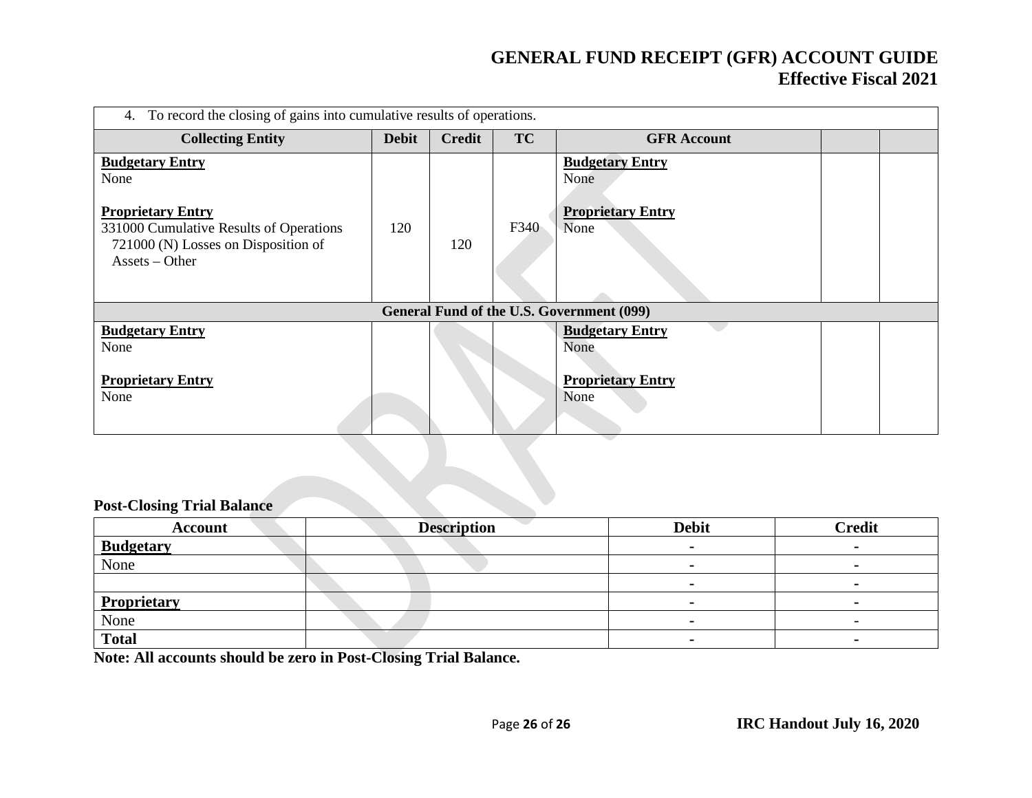| 4. To record the closing of gains into cumulative results of operations. | | | | | | |
|---|---|---|---|---|---|---|
| **Collecting Entity** | **Debit** | **Credit** | **TC** | **GFR Account** | | |
| **Budgetary Entry**<br>None<br><br>**Proprietary Entry**<br>331000 Cumulative Results of Operations<br>721000 (N) Losses on Disposition of Assets – Other | <br><br><br><br>120 | <br><br><br><br><br>120 | <br><br><br><br>F340 | **Budgetary Entry**<br>None<br><br>**Proprietary Entry**<br>None | | |
| **General Fund of the U.S. Government (099)** | | | | | | |
| **Budgetary Entry**<br>None<br><br>**Proprietary Entry**<br>None | | | | **Budgetary Entry**<br>None<br><br>**Proprietary Entry**<br>None | | |

**Post-Closing Trial Balance**

| Account | Description | Debit | Credit |
|---|---|---|---|
| **Budgetary** | | - | - |
| None | | - | - |
| | | - | - |
| **Proprietary** | | - | - |
| None | | - | - |
| **Total** | | - | - |

**Note: All accounts should be zero in Post-Closing Trial Balance.**